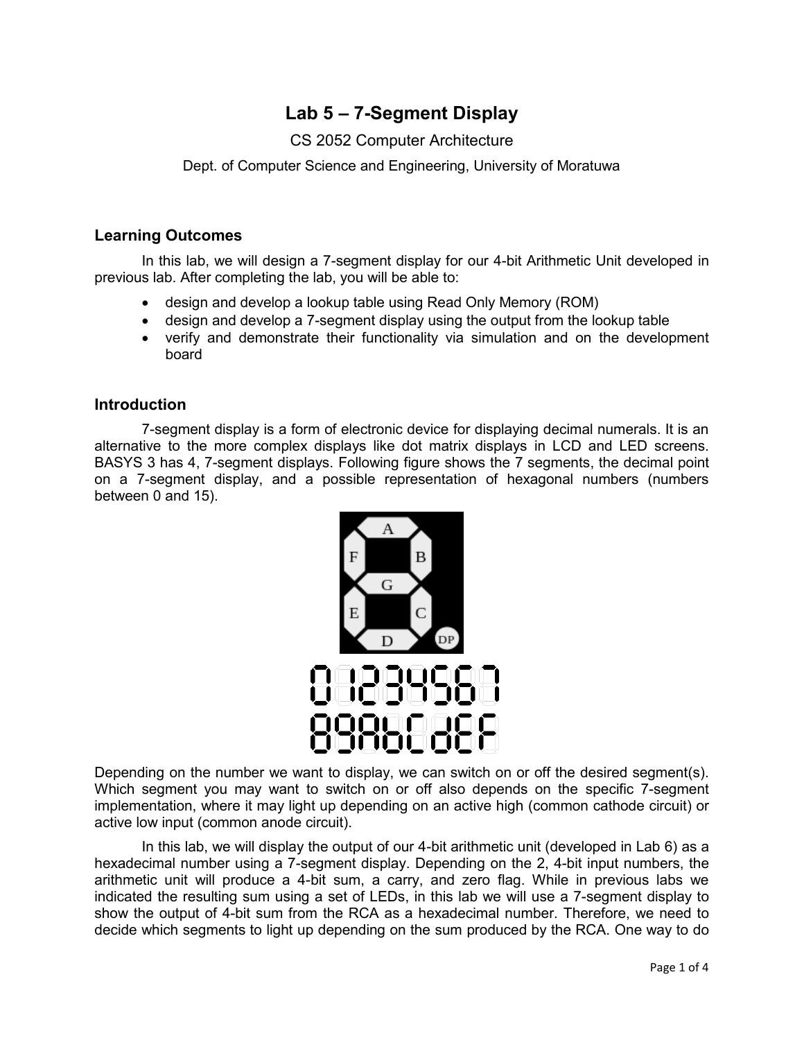# Lab 5 – 7-Segment Display

CS 2052 Computer Architecture

Dept. of Computer Science and Engineering, University of Moratuwa

## Learning Outcomes

In this lab, we will design a 7-segment display for our 4-bit Arithmetic Unit developed in previous lab. After completing the lab, you will be able to:

- design and develop a lookup table using Read Only Memory (ROM)
- design and develop a 7-segment display using the output from the lookup table
- verify and demonstrate their functionality via simulation and on the development board

## Introduction

7-segment display is a form of electronic device for displaying decimal numerals. It is an alternative to the more complex displays like dot matrix displays in LCD and LED screens. BASYS 3 has 4, 7-segment displays. Following figure shows the 7 segments, the decimal point on a 7-segment display, and a possible representation of hexagonal numbers (numbers between 0 and 15).

Depending on the number we want to display, we can switch on or off the desired segment(s). Which segment you may want to switch on or off also depends on the specific 7-segment implementation, where it may light up depending on an active high (common cathode circuit) or active low input (common anode circuit).

In this lab, we will display the output of our 4-bit arithmetic unit (developed in Lab 6) as a hexadecimal number using a 7-segment display. Depending on the 2, 4-bit input numbers, the arithmetic unit will produce a 4-bit sum, a carry, and zero flag. While in previous labs we indicated the resulting sum using a set of LEDs, in this lab we will use a 7-segment display to show the output of 4-bit sum from the RCA as a hexadecimal number. Therefore, we need to decide which segments to light up depending on the sum produced by the RCA. One way to do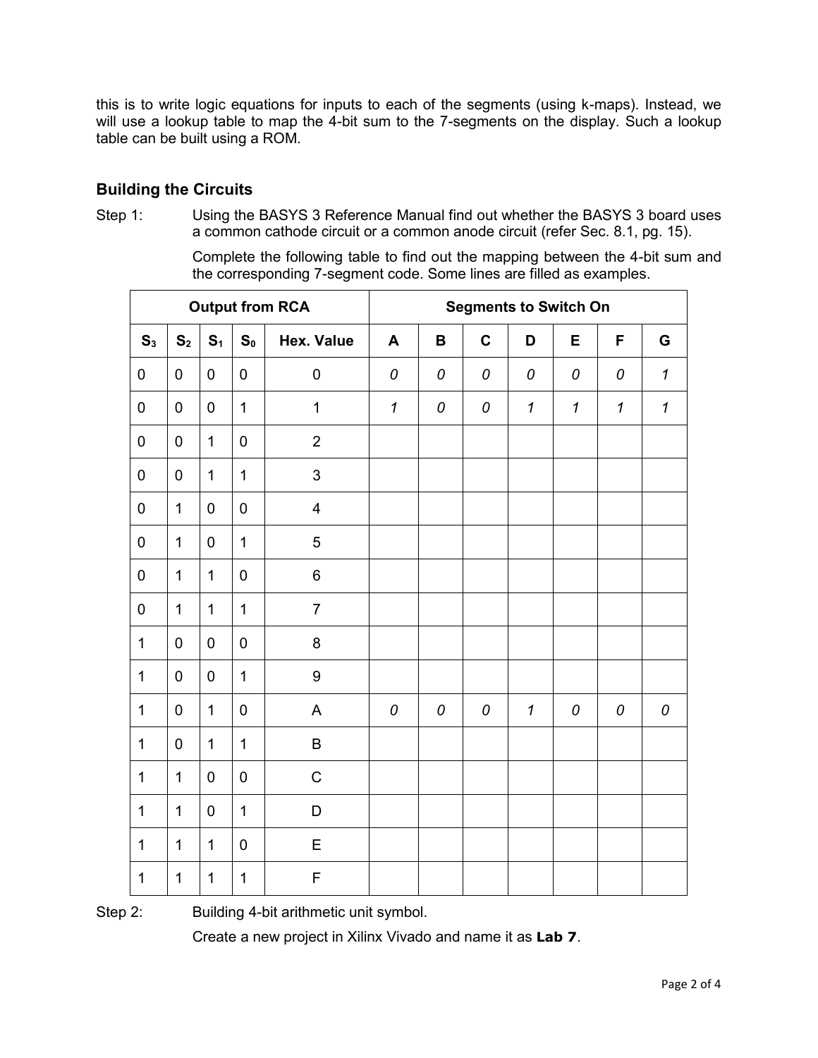this is to write logic equations for inputs to each of the segments (using k-maps). Instead, we will use a lookup table to map the 4-bit sum to the 7-segments on the display. Such a lookup table can be built using a ROM.

### Building the Circuits

Step 1: Using the BASYS 3 Reference Manual find out whether the BASYS 3 board uses a common cathode circuit or a common anode circuit (refer Sec. 8.1, pg. 15).

Complete the following table to find out the mapping between the 4-bit sum and the corresponding 7-segment code. Some lines are filled as examples.

| Output from RCA | | | | | Segments to Switch On | | | | | | |
|---|---|---|---|---|---|---|---|---|---|---|---|
| $S_3$ | $S_2$ | $S_1$ | $S_0$ | Hex. Value | A | B | C | D | E | F | G |
| 0 | 0 | 0 | 0 | 0 | *0* | *0* | *0* | *0* | *0* | *0* | *1* |
| 0 | 0 | 0 | 1 | 1 | *1* | *0* | *0* | *1* | *1* | *1* | *1* |
| 0 | 0 | 1 | 0 | 2 | | | | | | | |
| 0 | 0 | 1 | 1 | 3 | | | | | | | |
| 0 | 1 | 0 | 0 | 4 | | | | | | | |
| 0 | 1 | 0 | 1 | 5 | | | | | | | |
| 0 | 1 | 1 | 0 | 6 | | | | | | | |
| 0 | 1 | 1 | 1 | 7 | | | | | | | |
| 1 | 0 | 0 | 0 | 8 | | | | | | | |
| 1 | 0 | 0 | 1 | 9 | | | | | | | |
| 1 | 0 | 1 | 0 | A | *0* | *0* | *0* | *1* | *0* | *0* | *0* |
| 1 | 0 | 1 | 1 | B | | | | | | | |
| 1 | 1 | 0 | 0 | C | | | | | | | |
| 1 | 1 | 0 | 1 | D | | | | | | | |
| 1 | 1 | 1 | 0 | E | | | | | | | |
| 1 | 1 | 1 | 1 | F | | | | | | | |

Step 2: Building 4-bit arithmetic unit symbol.

Create a new project in Xilinx Vivado and name it as **Lab 7**.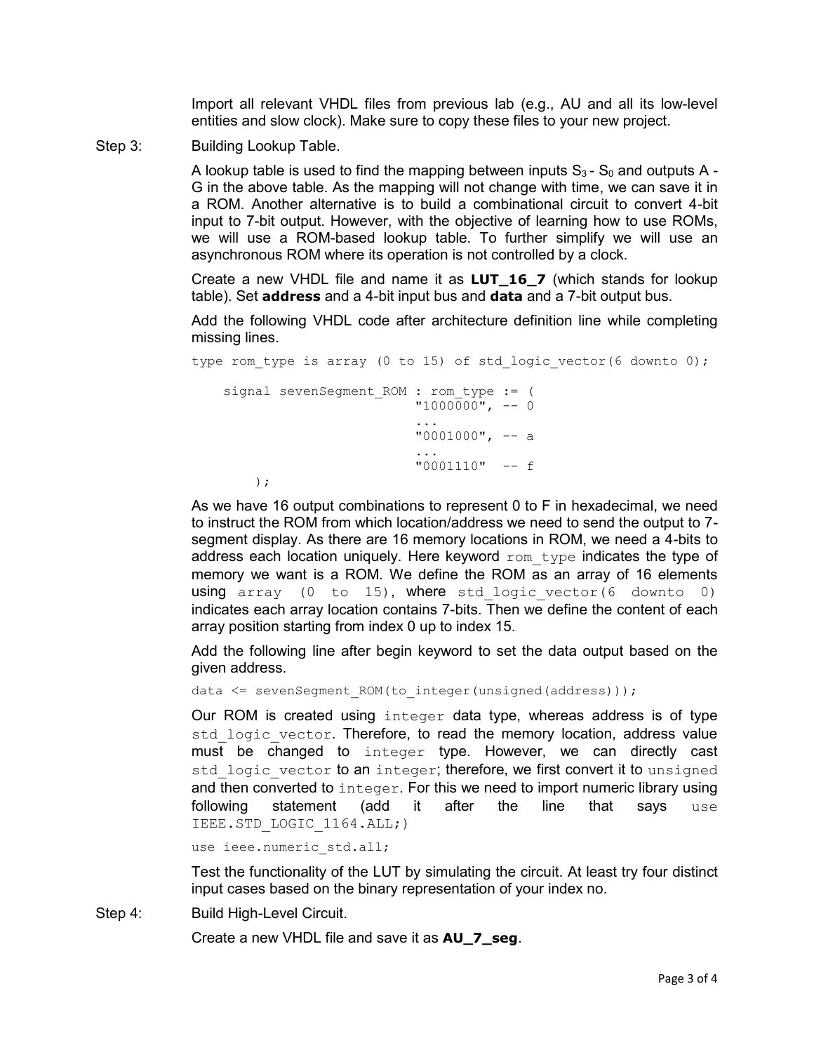Import all relevant VHDL files from previous lab (e.g., AU and all its low-level entities and slow clock). Make sure to copy these files to your new project.

Step 3: Building Lookup Table.

A lookup table is used to find the mapping between inputs $S_3$ - $S_0$ and outputs A - G in the above table. As the mapping will not change with time, we can save it in a ROM. Another alternative is to build a combinational circuit to convert 4-bit input to 7-bit output. However, with the objective of learning how to use ROMs, we will use a ROM-based lookup table. To further simplify we will use an asynchronous ROM where its operation is not controlled by a clock.

Create a new VHDL file and name it as **LUT_16_7** (which stands for lookup table). Set **address** and a 4-bit input bus and **data** and a 7-bit output bus.

Add the following VHDL code after architecture definition line while completing missing lines.

```
type rom_type is array (0 to 15) of std_logic_vector(6 downto 0);

    signal sevenSegment_ROM : rom_type := (
                            "1000000", -- 0
                            ...
                            "0001000", -- a
                            ...
                            "0001110"  -- f
        );
```

As we have 16 output combinations to represent 0 to F in hexadecimal, we need to instruct the ROM from which location/address we need to send the output to 7-segment display. As there are 16 memory locations in ROM, we need a 4-bits to address each location uniquely. Here keyword `rom_type` indicates the type of memory we want is a ROM. We define the ROM as an array of 16 elements using `array (0 to 15)`, where `std_logic_vector(6 downto 0)` indicates each array location contains 7-bits. Then we define the content of each array position starting from index 0 up to index 15.

Add the following line after begin keyword to set the data output based on the given address.

```
data <= sevenSegment_ROM(to_integer(unsigned(address)));
```

Our ROM is created using `integer` data type, whereas address is of type `std_logic_vector`. Therefore, to read the memory location, address value must be changed to `integer` type. However, we can directly cast `std_logic_vector` to an `integer`; therefore, we first convert it to `unsigned` and then converted to `integer`. For this we need to import numeric library using following statement (add it after the line that says `use IEEE.STD_LOGIC_1164.ALL;`)

```
use ieee.numeric_std.all;
```

Test the functionality of the LUT by simulating the circuit. At least try four distinct input cases based on the binary representation of your index no.

Step 4: Build High-Level Circuit.

Create a new VHDL file and save it as **AU_7_seg**.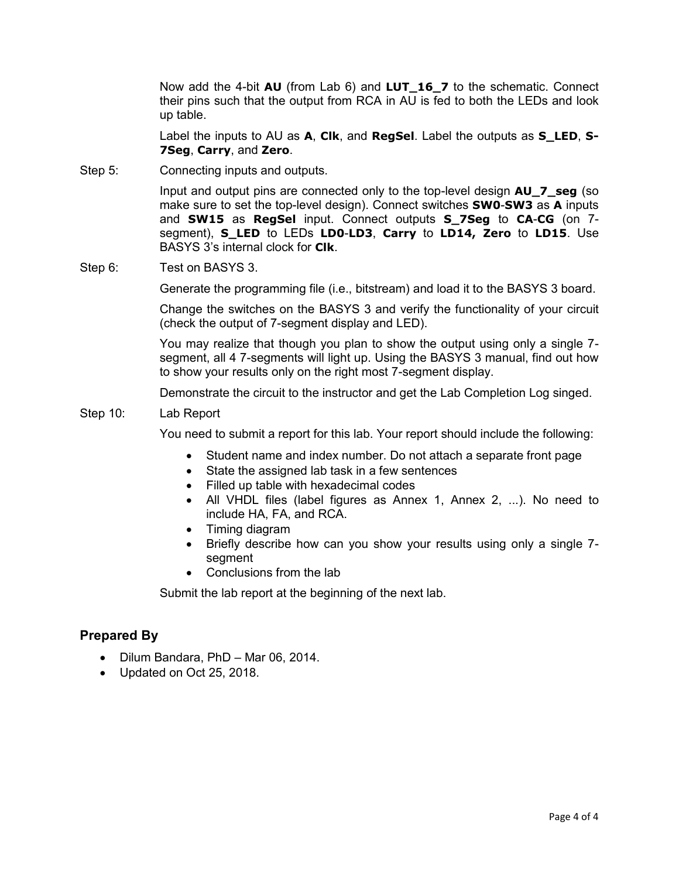Now add the 4-bit **AU** (from Lab 6) and **LUT_16_7** to the schematic. Connect their pins such that the output from RCA in AU is fed to both the LEDs and look up table.

Label the inputs to AU as **A**, **Clk**, and **RegSel**. Label the outputs as **S_LED**, **S-7Seg**, **Carry**, and **Zero**.

Step 5: Connecting inputs and outputs.

Input and output pins are connected only to the top-level design **AU_7_seg** (so make sure to set the top-level design). Connect switches **SW0**-**SW3** as **A** inputs and **SW15** as **RegSel** input. Connect outputs **S_7Seg** to **CA**-**CG** (on 7-segment), **S_LED** to LEDs **LD0**-**LD3**, **Carry** to **LD14, Zero** to **LD15**. Use BASYS 3's internal clock for **Clk**.

Step 6: Test on BASYS 3.

Generate the programming file (i.e., bitstream) and load it to the BASYS 3 board.

Change the switches on the BASYS 3 and verify the functionality of your circuit (check the output of 7-segment display and LED).

You may realize that though you plan to show the output using only a single 7-segment, all 4 7-segments will light up. Using the BASYS 3 manual, find out how to show your results only on the right most 7-segment display.

Demonstrate the circuit to the instructor and get the Lab Completion Log singed.

Step 10: Lab Report

You need to submit a report for this lab. Your report should include the following:

- Student name and index number. Do not attach a separate front page
- State the assigned lab task in a few sentences
- Filled up table with hexadecimal codes
- All VHDL files (label figures as Annex 1, Annex 2, ...). No need to include HA, FA, and RCA.
- Timing diagram
- Briefly describe how can you show your results using only a single 7-segment
- Conclusions from the lab

Submit the lab report at the beginning of the next lab.

## Prepared By

- Dilum Bandara, PhD – Mar 06, 2014.
- Updated on Oct 25, 2018.